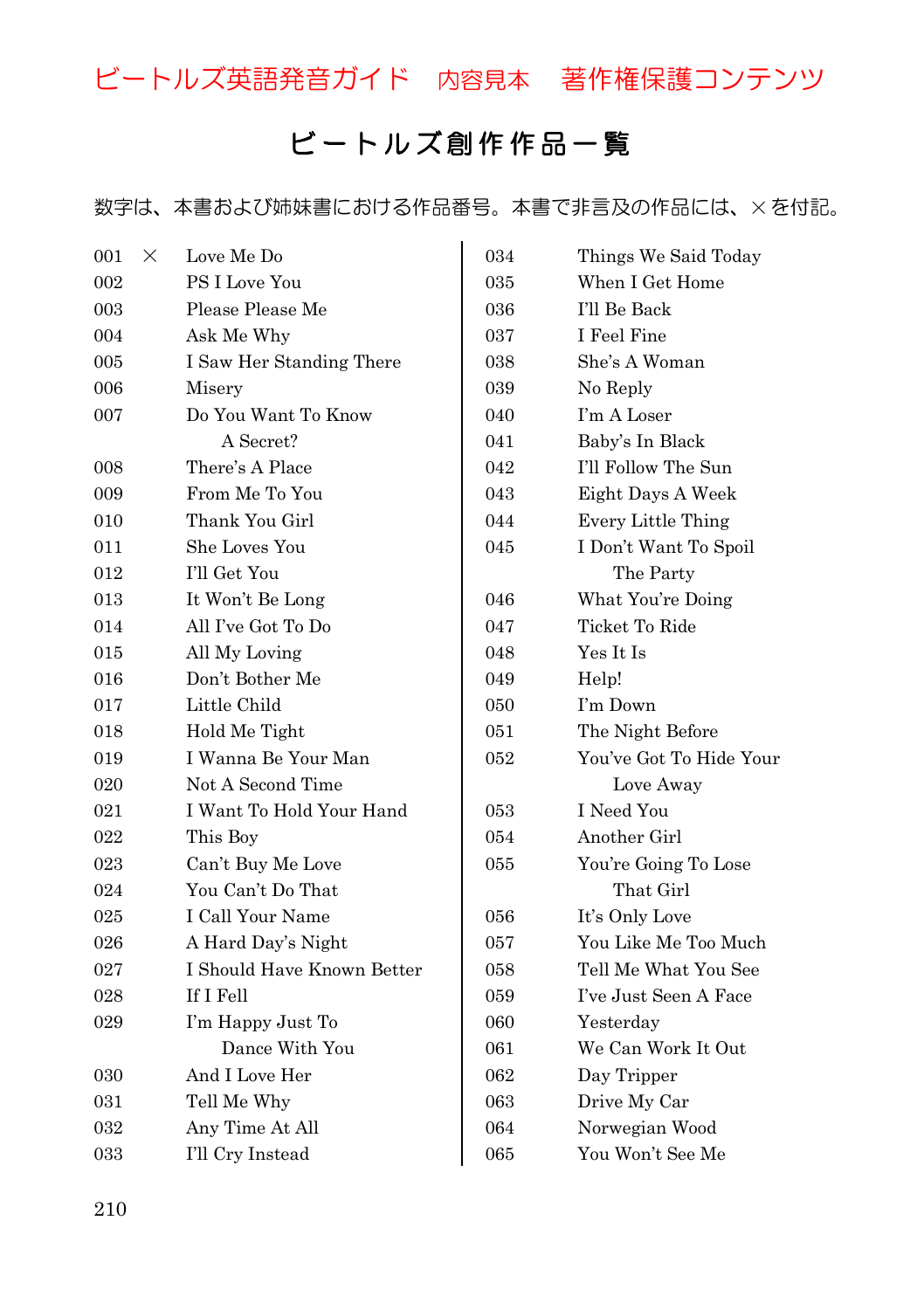ビートルズ英語発音ガイド　内容見本　著作権保護コンテンツ

# ビートルズ創作作品一覧

数字は、本書および姉妹書における作品番号。本書で非言及の作品には、×を付記。

| 番号 | | 作品 |
|---|---|---|
| 001 | × | Love Me Do |
| 002 | | PS I Love You |
| 003 | | Please Please Me |
| 004 | | Ask Me Why |
| 005 | | I Saw Her Standing There |
| 006 | | Misery |
| 007 | | Do You Want To Know A Secret? |
| 008 | | There's A Place |
| 009 | | From Me To You |
| 010 | | Thank You Girl |
| 011 | | She Loves You |
| 012 | | I'll Get You |
| 013 | | It Won't Be Long |
| 014 | | All I've Got To Do |
| 015 | | All My Loving |
| 016 | | Don't Bother Me |
| 017 | | Little Child |
| 018 | | Hold Me Tight |
| 019 | | I Wanna Be Your Man |
| 020 | | Not A Second Time |
| 021 | | I Want To Hold Your Hand |
| 022 | | This Boy |
| 023 | | Can't Buy Me Love |
| 024 | | You Can't Do That |
| 025 | | I Call Your Name |
| 026 | | A Hard Day's Night |
| 027 | | I Should Have Known Better |
| 028 | | If I Fell |
| 029 | | I'm Happy Just To Dance With You |
| 030 | | And I Love Her |
| 031 | | Tell Me Why |
| 032 | | Any Time At All |
| 033 | | I'll Cry Instead |
| 034 | | Things We Said Today |
| 035 | | When I Get Home |
| 036 | | I'll Be Back |
| 037 | | I Feel Fine |
| 038 | | She's A Woman |
| 039 | | No Reply |
| 040 | | I'm A Loser |
| 041 | | Baby's In Black |
| 042 | | I'll Follow The Sun |
| 043 | | Eight Days A Week |
| 044 | | Every Little Thing |
| 045 | | I Don't Want To Spoil The Party |
| 046 | | What You're Doing |
| 047 | | Ticket To Ride |
| 048 | | Yes It Is |
| 049 | | Help! |
| 050 | | I'm Down |
| 051 | | The Night Before |
| 052 | | You've Got To Hide Your Love Away |
| 053 | | I Need You |
| 054 | | Another Girl |
| 055 | | You're Going To Lose That Girl |
| 056 | | It's Only Love |
| 057 | | You Like Me Too Much |
| 058 | | Tell Me What You See |
| 059 | | I've Just Seen A Face |
| 060 | | Yesterday |
| 061 | | We Can Work It Out |
| 062 | | Day Tripper |
| 063 | | Drive My Car |
| 064 | | Norwegian Wood |
| 065 | | You Won't See Me |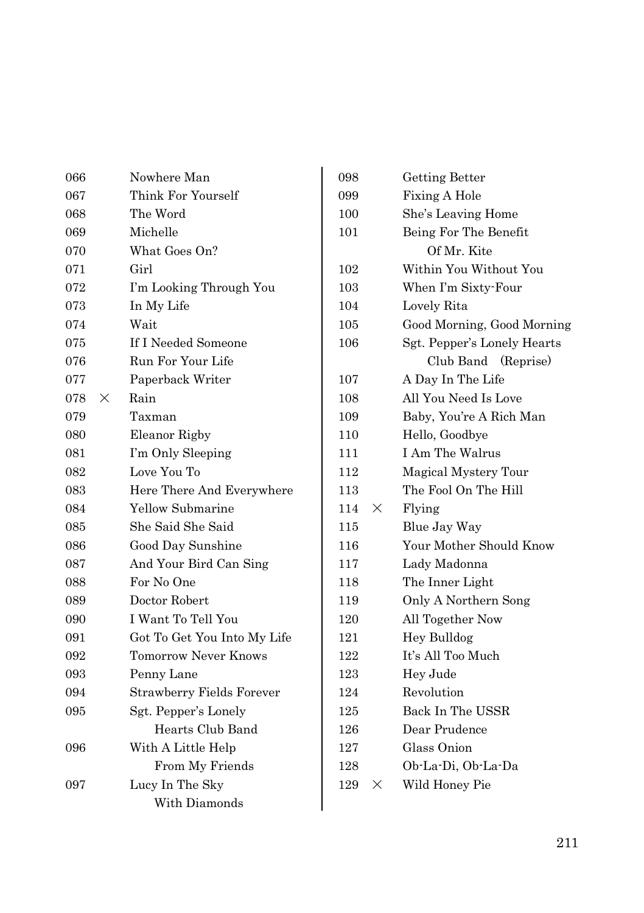066 Nowhere Man
067 Think For Yourself
068 The Word
069 Michelle
070 What Goes On?
071 Girl
072 I'm Looking Through You
073 In My Life
074 Wait
075 If I Needed Someone
076 Run For Your Life
077 Paperback Writer
078 × Rain
079 Taxman
080 Eleanor Rigby
081 I'm Only Sleeping
082 Love You To
083 Here There And Everywhere
084 Yellow Submarine
085 She Said She Said
086 Good Day Sunshine
087 And Your Bird Can Sing
088 For No One
089 Doctor Robert
090 I Want To Tell You
091 Got To Get You Into My Life
092 Tomorrow Never Knows
093 Penny Lane
094 Strawberry Fields Forever
095 Sgt. Pepper's Lonely Hearts Club Band
096 With A Little Help From My Friends
097 Lucy In The Sky With Diamonds
098 Getting Better
099 Fixing A Hole
100 She's Leaving Home
101 Being For The Benefit Of Mr. Kite
102 Within You Without You
103 When I'm Sixty-Four
104 Lovely Rita
105 Good Morning, Good Morning
106 Sgt. Pepper's Lonely Hearts Club Band (Reprise)
107 A Day In The Life
108 All You Need Is Love
109 Baby, You're A Rich Man
110 Hello, Goodbye
111 I Am The Walrus
112 Magical Mystery Tour
113 The Fool On The Hill
114 × Flying
115 Blue Jay Way
116 Your Mother Should Know
117 Lady Madonna
118 The Inner Light
119 Only A Northern Song
120 All Together Now
121 Hey Bulldog
122 It's All Too Much
123 Hey Jude
124 Revolution
125 Back In The USSR
126 Dear Prudence
127 Glass Onion
128 Ob-La-Di, Ob-La-Da
129 × Wild Honey Pie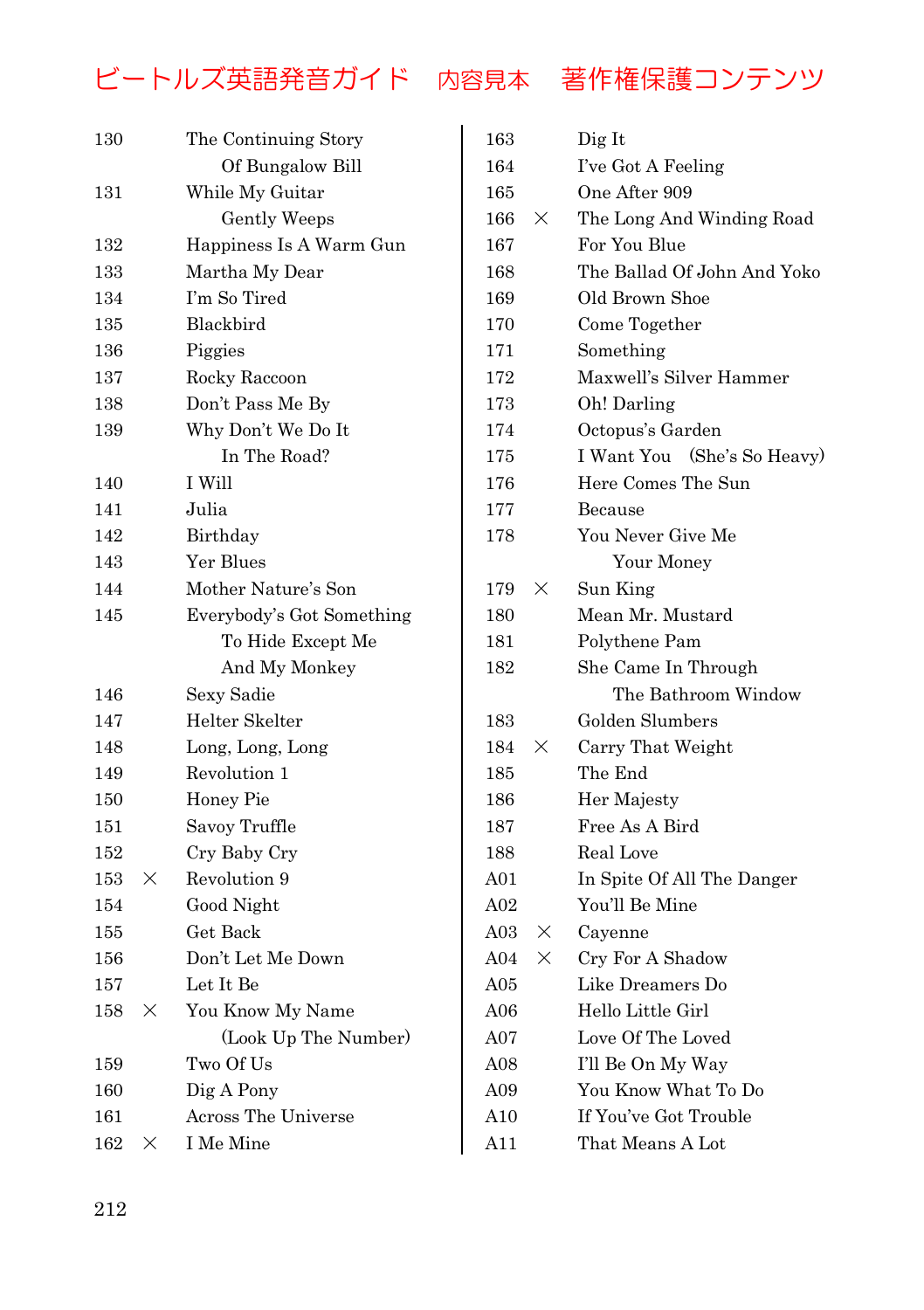# ビートルズ英語発音ガイド　内容見本　著作権保護コンテンツ

| No. | | Title |
|---|---|---|
| 130 | | The Continuing Story Of Bungalow Bill |
| 131 | | While My Guitar Gently Weeps |
| 132 | | Happiness Is A Warm Gun |
| 133 | | Martha My Dear |
| 134 | | I'm So Tired |
| 135 | | Blackbird |
| 136 | | Piggies |
| 137 | | Rocky Raccoon |
| 138 | | Don't Pass Me By |
| 139 | | Why Don't We Do It In The Road? |
| 140 | | I Will |
| 141 | | Julia |
| 142 | | Birthday |
| 143 | | Yer Blues |
| 144 | | Mother Nature's Son |
| 145 | | Everybody's Got Something To Hide Except Me And My Monkey |
| 146 | | Sexy Sadie |
| 147 | | Helter Skelter |
| 148 | | Long, Long, Long |
| 149 | | Revolution 1 |
| 150 | | Honey Pie |
| 151 | | Savoy Truffle |
| 152 | | Cry Baby Cry |
| 153 | × | Revolution 9 |
| 154 | | Good Night |
| 155 | | Get Back |
| 156 | | Don't Let Me Down |
| 157 | | Let It Be |
| 158 | × | You Know My Name (Look Up The Number) |
| 159 | | Two Of Us |
| 160 | | Dig A Pony |
| 161 | | Across The Universe |
| 162 | × | I Me Mine |
| 163 | | Dig It |
| 164 | | I've Got A Feeling |
| 165 | | One After 909 |
| 166 | × | The Long And Winding Road |
| 167 | | For You Blue |
| 168 | | The Ballad Of John And Yoko |
| 169 | | Old Brown Shoe |
| 170 | | Come Together |
| 171 | | Something |
| 172 | | Maxwell's Silver Hammer |
| 173 | | Oh! Darling |
| 174 | | Octopus's Garden |
| 175 | | I Want You (She's So Heavy) |
| 176 | | Here Comes The Sun |
| 177 | | Because |
| 178 | | You Never Give Me Your Money |
| 179 | × | Sun King |
| 180 | | Mean Mr. Mustard |
| 181 | | Polythene Pam |
| 182 | | She Came In Through The Bathroom Window |
| 183 | | Golden Slumbers |
| 184 | × | Carry That Weight |
| 185 | | The End |
| 186 | | Her Majesty |
| 187 | | Free As A Bird |
| 188 | | Real Love |
| A01 | | In Spite Of All The Danger |
| A02 | | You'll Be Mine |
| A03 | × | Cayenne |
| A04 | × | Cry For A Shadow |
| A05 | | Like Dreamers Do |
| A06 | | Hello Little Girl |
| A07 | | Love Of The Loved |
| A08 | | I'll Be On My Way |
| A09 | | You Know What To Do |
| A10 | | If You've Got Trouble |
| A11 | | That Means A Lot |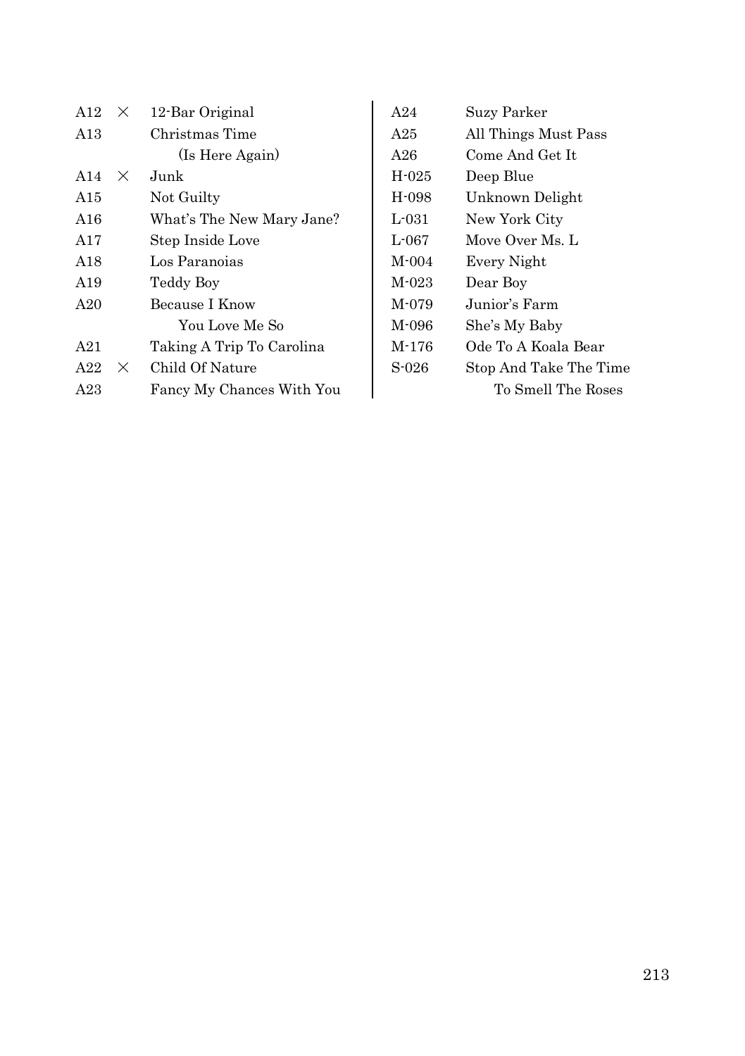| | | |
|---|---|---|
| A12 | × | 12-Bar Original |
| A13 | | Christmas Time (Is Here Again) |
| A14 | × | Junk |
| A15 | | Not Guilty |
| A16 | | What's The New Mary Jane? |
| A17 | | Step Inside Love |
| A18 | | Los Paranoias |
| A19 | | Teddy Boy |
| A20 | | Because I Know You Love Me So |
| A21 | | Taking A Trip To Carolina |
| A22 | × | Child Of Nature |
| A23 | | Fancy My Chances With You |
| A24 | | Suzy Parker |
| A25 | | All Things Must Pass |
| A26 | | Come And Get It |
| H-025 | | Deep Blue |
| H-098 | | Unknown Delight |
| L-031 | | New York City |
| L-067 | | Move Over Ms. L |
| M-004 | | Every Night |
| M-023 | | Dear Boy |
| M-079 | | Junior's Farm |
| M-096 | | She's My Baby |
| M-176 | | Ode To A Koala Bear |
| S-026 | | Stop And Take The Time To Smell The Roses |